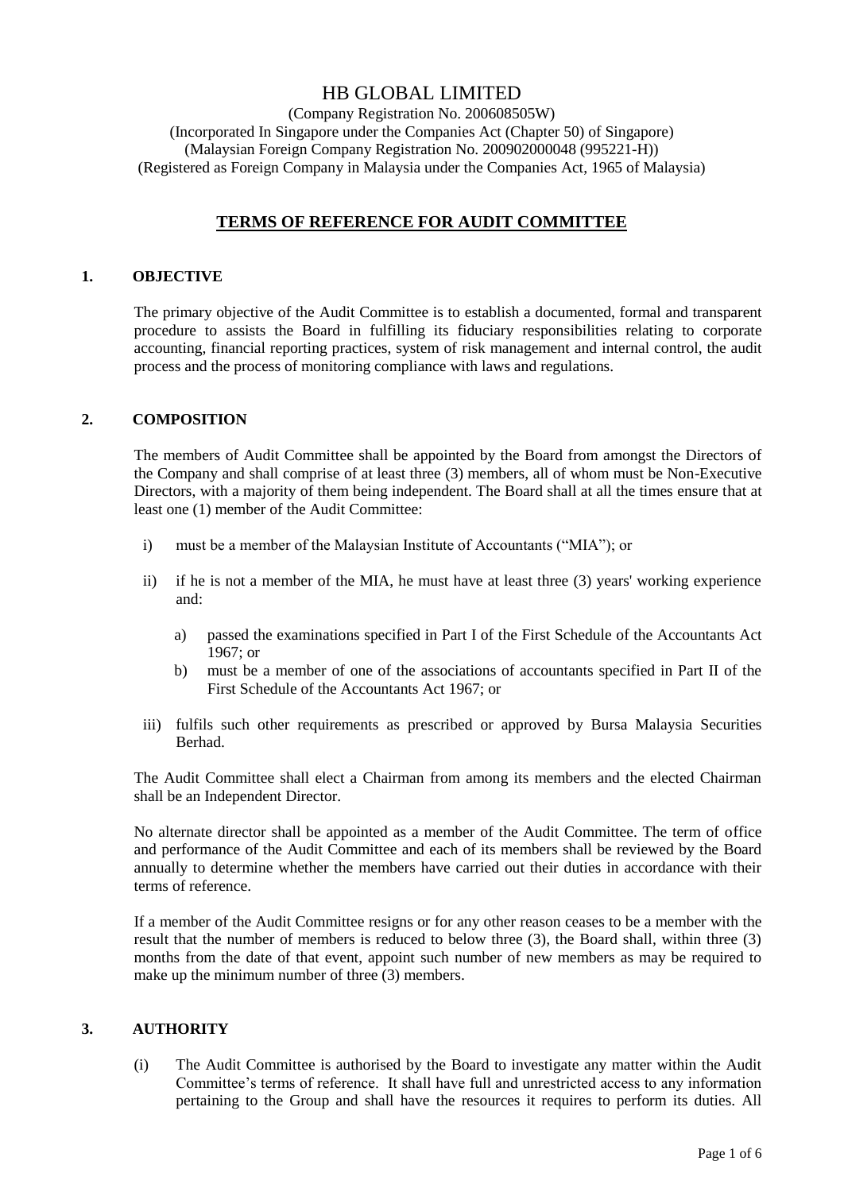# HB GLOBAL LIMITED

(Company Registration No. 200608505W)
(Incorporated In Singapore under the Companies Act (Chapter 50) of Singapore)
(Malaysian Foreign Company Registration No. 200902000048 (995221-H))
(Registered as Foreign Company in Malaysia under the Companies Act, 1965 of Malaysia)

## TERMS OF REFERENCE FOR AUDIT COMMITTEE

### 1. OBJECTIVE

The primary objective of the Audit Committee is to establish a documented, formal and transparent procedure to assists the Board in fulfilling its fiduciary responsibilities relating to corporate accounting, financial reporting practices, system of risk management and internal control, the audit process and the process of monitoring compliance with laws and regulations.

### 2. COMPOSITION

The members of Audit Committee shall be appointed by the Board from amongst the Directors of the Company and shall comprise of at least three (3) members, all of whom must be Non-Executive Directors, with a majority of them being independent. The Board shall at all the times ensure that at least one (1) member of the Audit Committee:

i) must be a member of the Malaysian Institute of Accountants ("MIA"); or

ii) if he is not a member of the MIA, he must have at least three (3) years' working experience and:

  a) passed the examinations specified in Part I of the First Schedule of the Accountants Act 1967; or
  b) must be a member of one of the associations of accountants specified in Part II of the First Schedule of the Accountants Act 1967; or

iii) fulfils such other requirements as prescribed or approved by Bursa Malaysia Securities Berhad.

The Audit Committee shall elect a Chairman from among its members and the elected Chairman shall be an Independent Director.

No alternate director shall be appointed as a member of the Audit Committee. The term of office and performance of the Audit Committee and each of its members shall be reviewed by the Board annually to determine whether the members have carried out their duties in accordance with their terms of reference.

If a member of the Audit Committee resigns or for any other reason ceases to be a member with the result that the number of members is reduced to below three (3), the Board shall, within three (3) months from the date of that event, appoint such number of new members as may be required to make up the minimum number of three (3) members.

### 3. AUTHORITY

(i) The Audit Committee is authorised by the Board to investigate any matter within the Audit Committee's terms of reference. It shall have full and unrestricted access to any information pertaining to the Group and shall have the resources it requires to perform its duties. All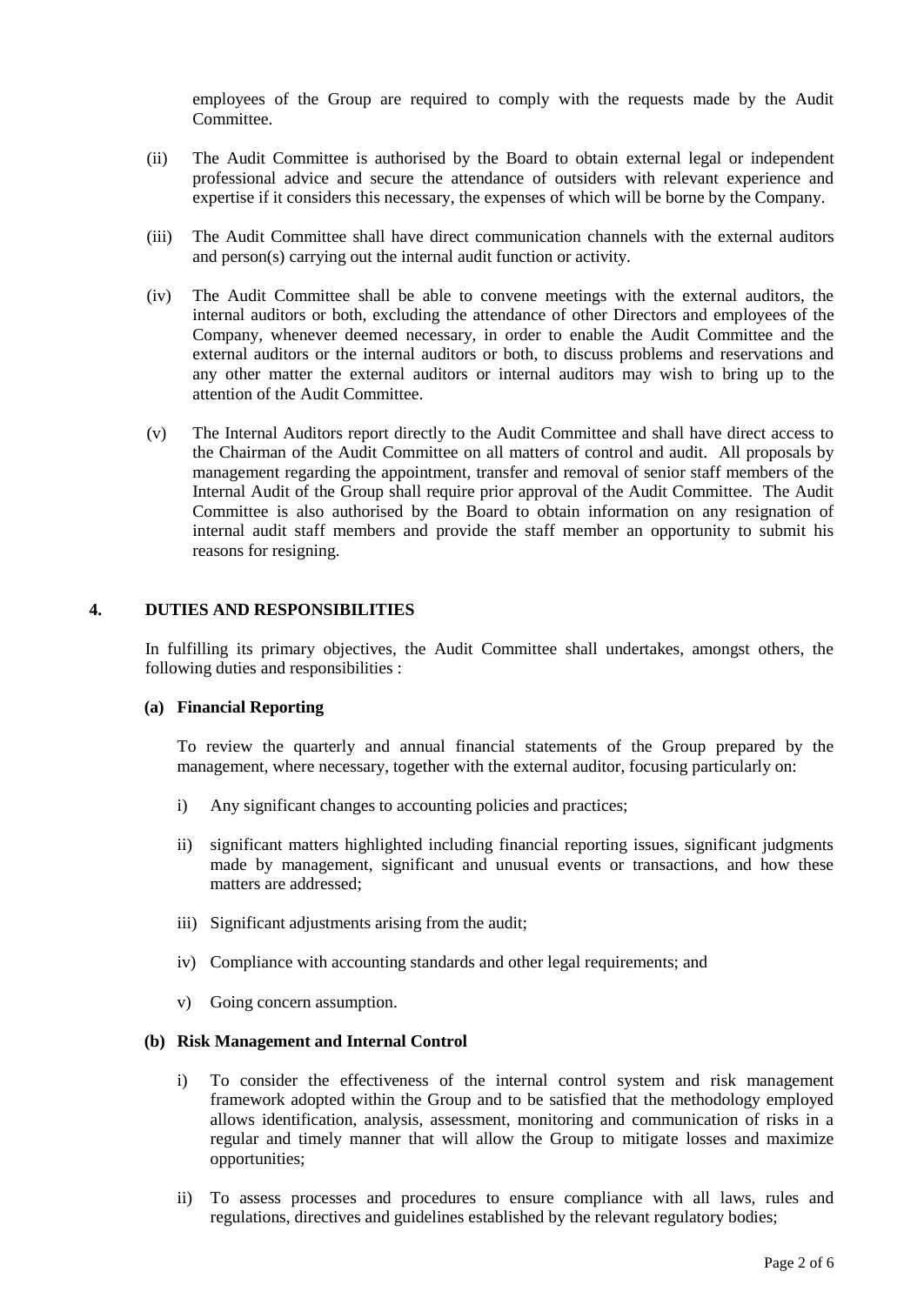employees of the Group are required to comply with the requests made by the Audit Committee.

(ii) The Audit Committee is authorised by the Board to obtain external legal or independent professional advice and secure the attendance of outsiders with relevant experience and expertise if it considers this necessary, the expenses of which will be borne by the Company.

(iii) The Audit Committee shall have direct communication channels with the external auditors and person(s) carrying out the internal audit function or activity.

(iv) The Audit Committee shall be able to convene meetings with the external auditors, the internal auditors or both, excluding the attendance of other Directors and employees of the Company, whenever deemed necessary, in order to enable the Audit Committee and the external auditors or the internal auditors or both, to discuss problems and reservations and any other matter the external auditors or internal auditors may wish to bring up to the attention of the Audit Committee.

(v) The Internal Auditors report directly to the Audit Committee and shall have direct access to the Chairman of the Audit Committee on all matters of control and audit. All proposals by management regarding the appointment, transfer and removal of senior staff members of the Internal Audit of the Group shall require prior approval of the Audit Committee. The Audit Committee is also authorised by the Board to obtain information on any resignation of internal audit staff members and provide the staff member an opportunity to submit his reasons for resigning.

## 4. DUTIES AND RESPONSIBILITIES

In fulfilling its primary objectives, the Audit Committee shall undertakes, amongst others, the following duties and responsibilities :

**(a) Financial Reporting**

To review the quarterly and annual financial statements of the Group prepared by the management, where necessary, together with the external auditor, focusing particularly on:

i) Any significant changes to accounting policies and practices;

ii) significant matters highlighted including financial reporting issues, significant judgments made by management, significant and unusual events or transactions, and how these matters are addressed;

iii) Significant adjustments arising from the audit;

iv) Compliance with accounting standards and other legal requirements; and

v) Going concern assumption.

**(b) Risk Management and Internal Control**

i) To consider the effectiveness of the internal control system and risk management framework adopted within the Group and to be satisfied that the methodology employed allows identification, analysis, assessment, monitoring and communication of risks in a regular and timely manner that will allow the Group to mitigate losses and maximize opportunities;

ii) To assess processes and procedures to ensure compliance with all laws, rules and regulations, directives and guidelines established by the relevant regulatory bodies;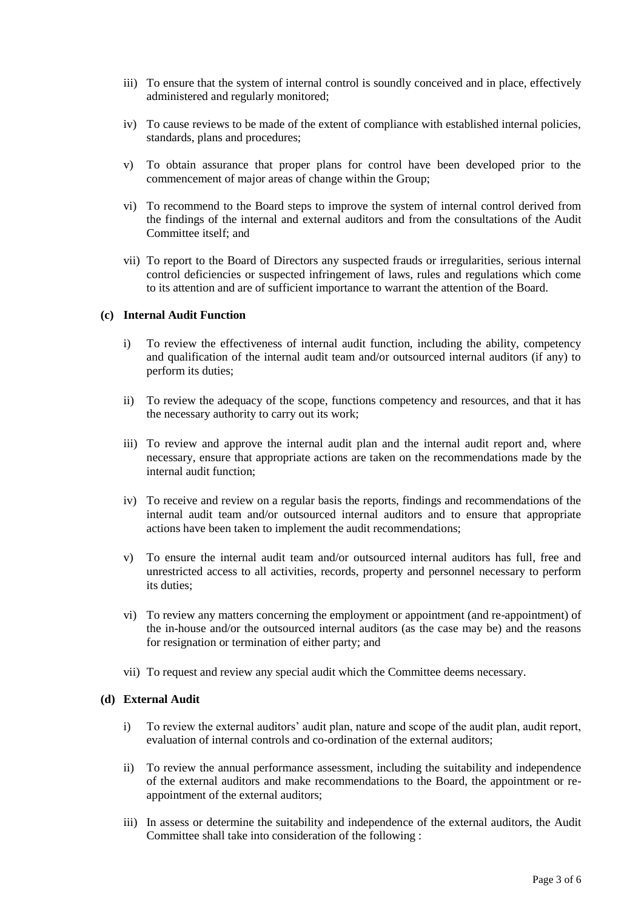iii) To ensure that the system of internal control is soundly conceived and in place, effectively administered and regularly monitored;

iv) To cause reviews to be made of the extent of compliance with established internal policies, standards, plans and procedures;

v) To obtain assurance that proper plans for control have been developed prior to the commencement of major areas of change within the Group;

vi) To recommend to the Board steps to improve the system of internal control derived from the findings of the internal and external auditors and from the consultations of the Audit Committee itself; and

vii) To report to the Board of Directors any suspected frauds or irregularities, serious internal control deficiencies or suspected infringement of laws, rules and regulations which come to its attention and are of sufficient importance to warrant the attention of the Board.

**(c) Internal Audit Function**

i) To review the effectiveness of internal audit function, including the ability, competency and qualification of the internal audit team and/or outsourced internal auditors (if any) to perform its duties;

ii) To review the adequacy of the scope, functions competency and resources, and that it has the necessary authority to carry out its work;

iii) To review and approve the internal audit plan and the internal audit report and, where necessary, ensure that appropriate actions are taken on the recommendations made by the internal audit function;

iv) To receive and review on a regular basis the reports, findings and recommendations of the internal audit team and/or outsourced internal auditors and to ensure that appropriate actions have been taken to implement the audit recommendations;

v) To ensure the internal audit team and/or outsourced internal auditors has full, free and unrestricted access to all activities, records, property and personnel necessary to perform its duties;

vi) To review any matters concerning the employment or appointment (and re-appointment) of the in-house and/or the outsourced internal auditors (as the case may be) and the reasons for resignation or termination of either party; and

vii) To request and review any special audit which the Committee deems necessary.

**(d) External Audit**

i) To review the external auditors' audit plan, nature and scope of the audit plan, audit report, evaluation of internal controls and co-ordination of the external auditors;

ii) To review the annual performance assessment, including the suitability and independence of the external auditors and make recommendations to the Board, the appointment or re-appointment of the external auditors;

iii) In assess or determine the suitability and independence of the external auditors, the Audit Committee shall take into consideration of the following :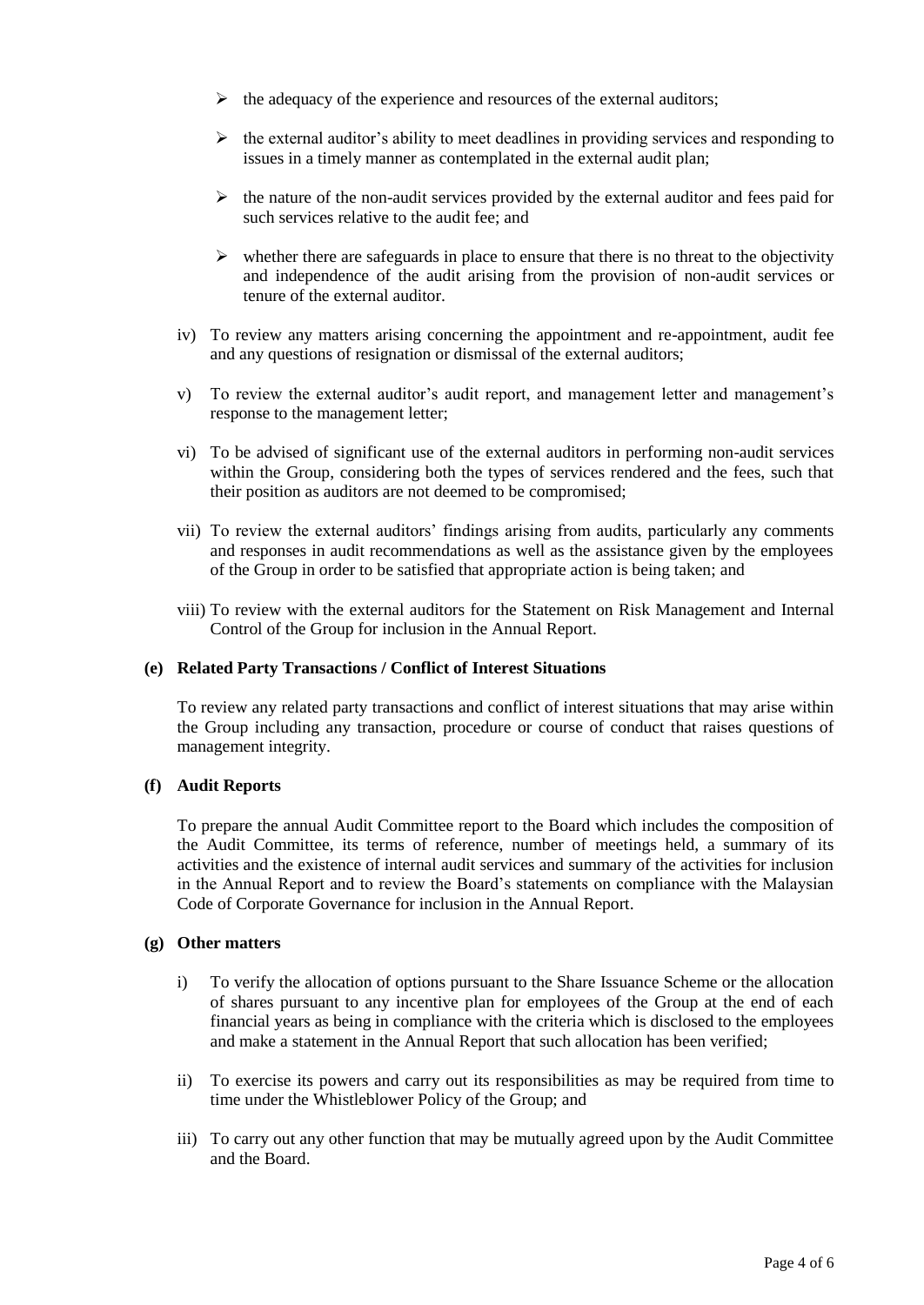- ➢ the adequacy of the experience and resources of the external auditors;
- ➢ the external auditor's ability to meet deadlines in providing services and responding to issues in a timely manner as contemplated in the external audit plan;
- ➢ the nature of the non-audit services provided by the external auditor and fees paid for such services relative to the audit fee; and
- ➢ whether there are safeguards in place to ensure that there is no threat to the objectivity and independence of the audit arising from the provision of non-audit services or tenure of the external auditor.

iv) To review any matters arising concerning the appointment and re-appointment, audit fee and any questions of resignation or dismissal of the external auditors;

v) To review the external auditor's audit report, and management letter and management's response to the management letter;

vi) To be advised of significant use of the external auditors in performing non-audit services within the Group, considering both the types of services rendered and the fees, such that their position as auditors are not deemed to be compromised;

vii) To review the external auditors' findings arising from audits, particularly any comments and responses in audit recommendations as well as the assistance given by the employees of the Group in order to be satisfied that appropriate action is being taken; and

viii) To review with the external auditors for the Statement on Risk Management and Internal Control of the Group for inclusion in the Annual Report.

**(e) Related Party Transactions / Conflict of Interest Situations**

To review any related party transactions and conflict of interest situations that may arise within the Group including any transaction, procedure or course of conduct that raises questions of management integrity.

**(f) Audit Reports**

To prepare the annual Audit Committee report to the Board which includes the composition of the Audit Committee, its terms of reference, number of meetings held, a summary of its activities and the existence of internal audit services and summary of the activities for inclusion in the Annual Report and to review the Board's statements on compliance with the Malaysian Code of Corporate Governance for inclusion in the Annual Report.

**(g) Other matters**

i) To verify the allocation of options pursuant to the Share Issuance Scheme or the allocation of shares pursuant to any incentive plan for employees of the Group at the end of each financial years as being in compliance with the criteria which is disclosed to the employees and make a statement in the Annual Report that such allocation has been verified;

ii) To exercise its powers and carry out its responsibilities as may be required from time to time under the Whistleblower Policy of the Group; and

iii) To carry out any other function that may be mutually agreed upon by the Audit Committee and the Board.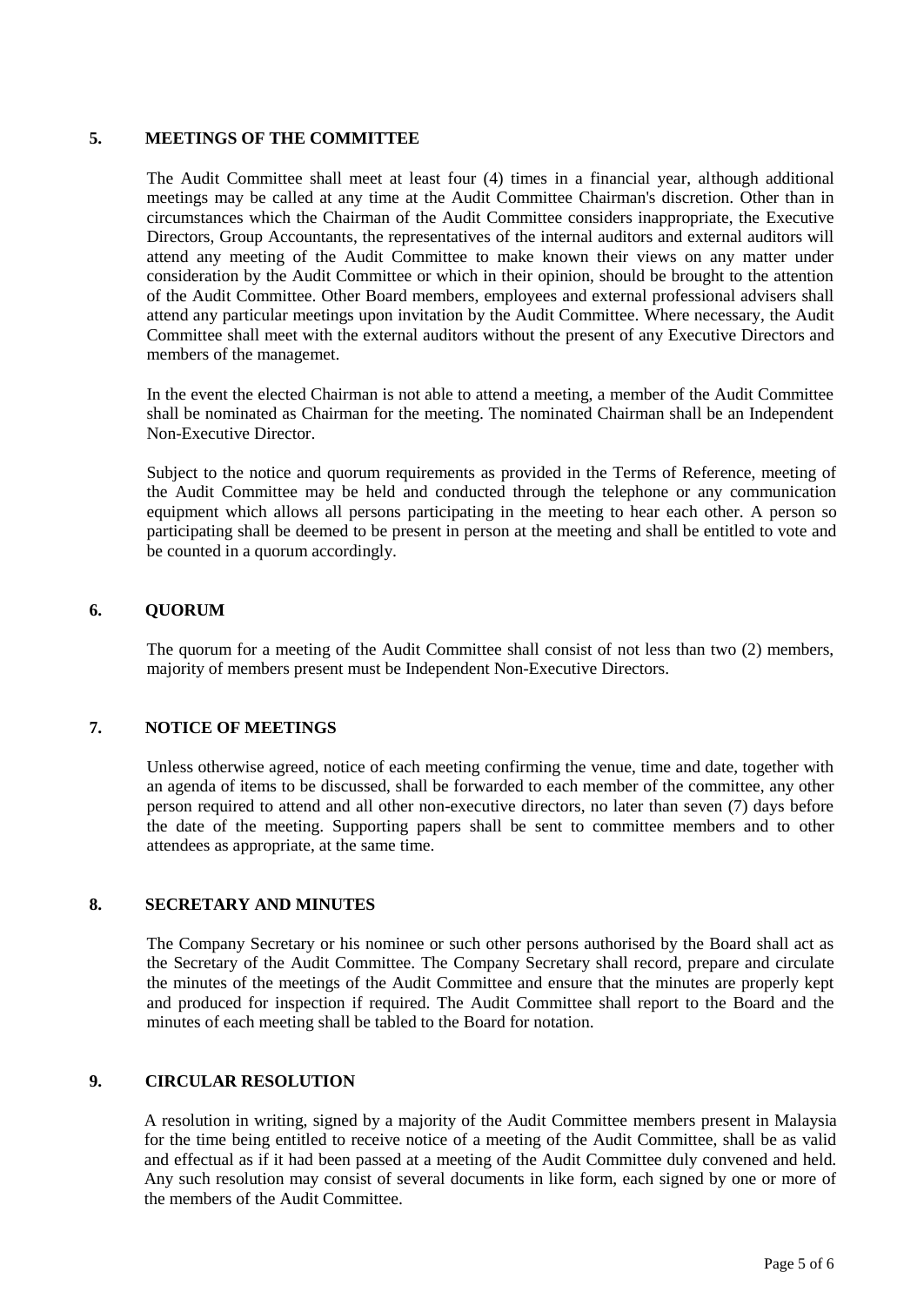## 5. MEETINGS OF THE COMMITTEE

The Audit Committee shall meet at least four (4) times in a financial year, although additional meetings may be called at any time at the Audit Committee Chairman's discretion. Other than in circumstances which the Chairman of the Audit Committee considers inappropriate, the Executive Directors, Group Accountants, the representatives of the internal auditors and external auditors will attend any meeting of the Audit Committee to make known their views on any matter under consideration by the Audit Committee or which in their opinion, should be brought to the attention of the Audit Committee. Other Board members, employees and external professional advisers shall attend any particular meetings upon invitation by the Audit Committee. Where necessary, the Audit Committee shall meet with the external auditors without the present of any Executive Directors and members of the managemet.

In the event the elected Chairman is not able to attend a meeting, a member of the Audit Committee shall be nominated as Chairman for the meeting. The nominated Chairman shall be an Independent Non-Executive Director.

Subject to the notice and quorum requirements as provided in the Terms of Reference, meeting of the Audit Committee may be held and conducted through the telephone or any communication equipment which allows all persons participating in the meeting to hear each other. A person so participating shall be deemed to be present in person at the meeting and shall be entitled to vote and be counted in a quorum accordingly.

## 6. QUORUM

The quorum for a meeting of the Audit Committee shall consist of not less than two (2) members, majority of members present must be Independent Non-Executive Directors.

## 7. NOTICE OF MEETINGS

Unless otherwise agreed, notice of each meeting confirming the venue, time and date, together with an agenda of items to be discussed, shall be forwarded to each member of the committee, any other person required to attend and all other non-executive directors, no later than seven (7) days before the date of the meeting. Supporting papers shall be sent to committee members and to other attendees as appropriate, at the same time.

## 8. SECRETARY AND MINUTES

The Company Secretary or his nominee or such other persons authorised by the Board shall act as the Secretary of the Audit Committee. The Company Secretary shall record, prepare and circulate the minutes of the meetings of the Audit Committee and ensure that the minutes are properly kept and produced for inspection if required. The Audit Committee shall report to the Board and the minutes of each meeting shall be tabled to the Board for notation.

## 9. CIRCULAR RESOLUTION

A resolution in writing, signed by a majority of the Audit Committee members present in Malaysia for the time being entitled to receive notice of a meeting of the Audit Committee, shall be as valid and effectual as if it had been passed at a meeting of the Audit Committee duly convened and held. Any such resolution may consist of several documents in like form, each signed by one or more of the members of the Audit Committee.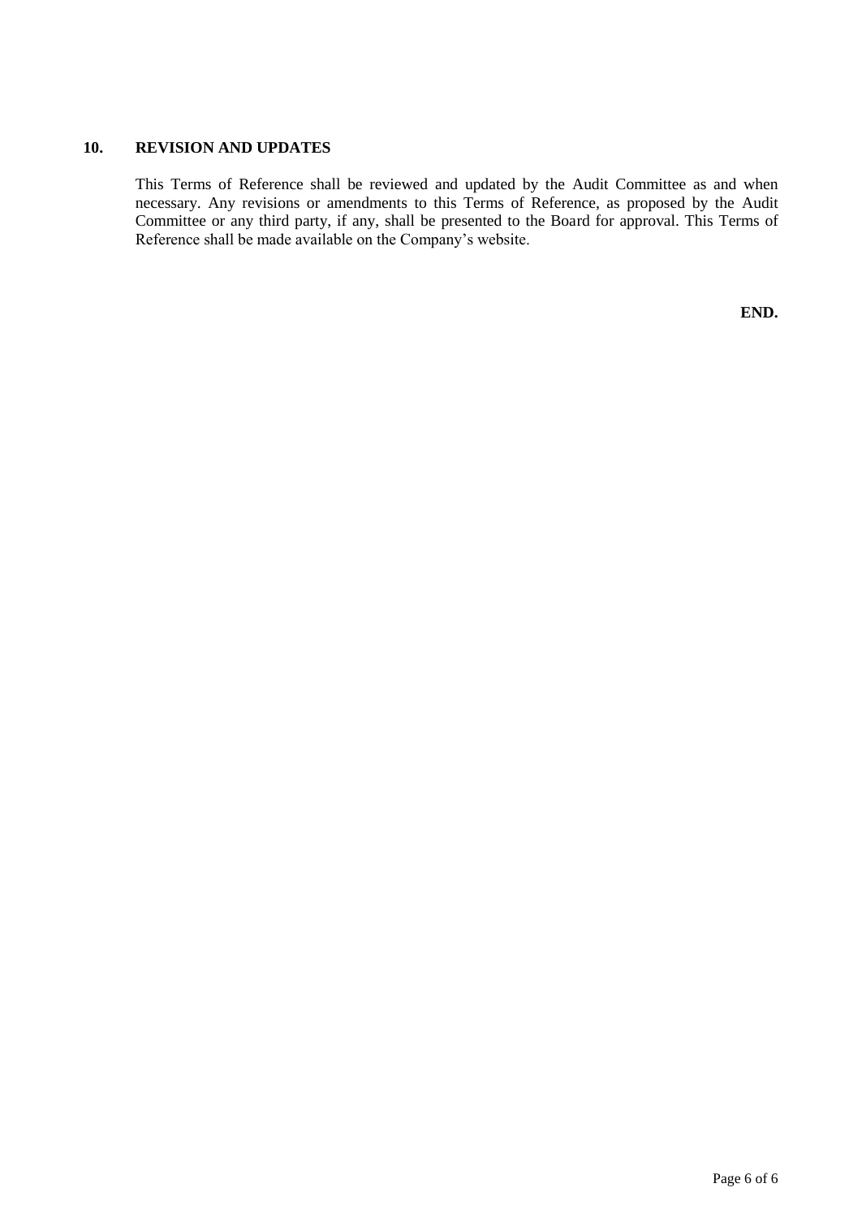## 10. REVISION AND UPDATES

This Terms of Reference shall be reviewed and updated by the Audit Committee as and when necessary. Any revisions or amendments to this Terms of Reference, as proposed by the Audit Committee or any third party, if any, shall be presented to the Board for approval. This Terms of Reference shall be made available on the Company's website.

**END.**